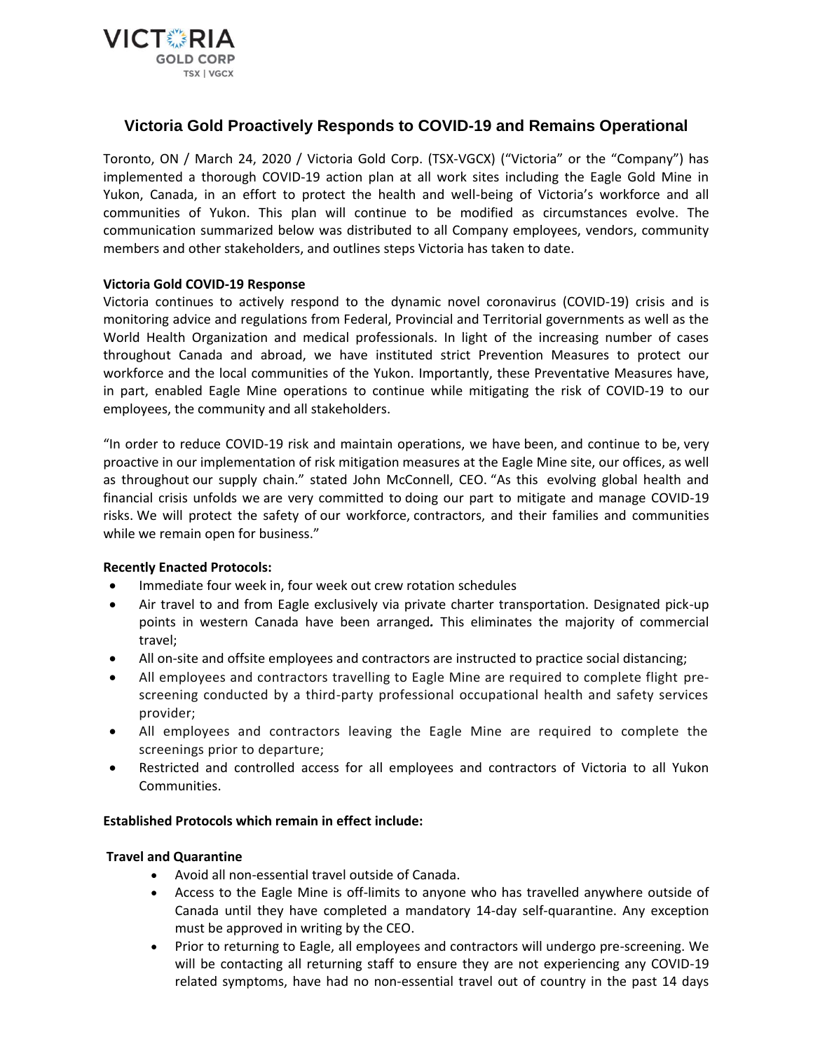VICTORIA GOLD CORP
TSX | VGCX

# Victoria Gold Proactively Responds to COVID-19 and Remains Operational

Toronto, ON / March 24, 2020 / Victoria Gold Corp. (TSX-VGCX) ("Victoria" or the "Company") has implemented a thorough COVID-19 action plan at all work sites including the Eagle Gold Mine in Yukon, Canada, in an effort to protect the health and well-being of Victoria's workforce and all communities of Yukon. This plan will continue to be modified as circumstances evolve. The communication summarized below was distributed to all Company employees, vendors, community members and other stakeholders, and outlines steps Victoria has taken to date.

**Victoria Gold COVID-19 Response**

Victoria continues to actively respond to the dynamic novel coronavirus (COVID-19) crisis and is monitoring advice and regulations from Federal, Provincial and Territorial governments as well as the World Health Organization and medical professionals. In light of the increasing number of cases throughout Canada and abroad, we have instituted strict Prevention Measures to protect our workforce and the local communities of the Yukon. Importantly, these Preventative Measures have, in part, enabled Eagle Mine operations to continue while mitigating the risk of COVID-19 to our employees, the community and all stakeholders.

"In order to reduce COVID-19 risk and maintain operations, we have been, and continue to be, very proactive in our implementation of risk mitigation measures at the Eagle Mine site, our offices, as well as throughout our supply chain." stated John McConnell, CEO. "As this evolving global health and financial crisis unfolds we are very committed to doing our part to mitigate and manage COVID-19 risks. We will protect the safety of our workforce, contractors, and their families and communities while we remain open for business."

**Recently Enacted Protocols:**

- Immediate four week in, four week out crew rotation schedules
- Air travel to and from Eagle exclusively via private charter transportation. Designated pick-up points in western Canada have been arranged*.* This eliminates the majority of commercial travel;
- All on-site and offsite employees and contractors are instructed to practice social distancing;
- All employees and contractors travelling to Eagle Mine are required to complete flight pre-screening conducted by a third-party professional occupational health and safety services provider;
- All employees and contractors leaving the Eagle Mine are required to complete the screenings prior to departure;
- Restricted and controlled access for all employees and contractors of Victoria to all Yukon Communities.

**Established Protocols which remain in effect include:**

**Travel and Quarantine**

- Avoid all non-essential travel outside of Canada.
- Access to the Eagle Mine is off-limits to anyone who has travelled anywhere outside of Canada until they have completed a mandatory 14-day self-quarantine. Any exception must be approved in writing by the CEO.
- Prior to returning to Eagle, all employees and contractors will undergo pre-screening. We will be contacting all returning staff to ensure they are not experiencing any COVID-19 related symptoms, have had no non-essential travel out of country in the past 14 days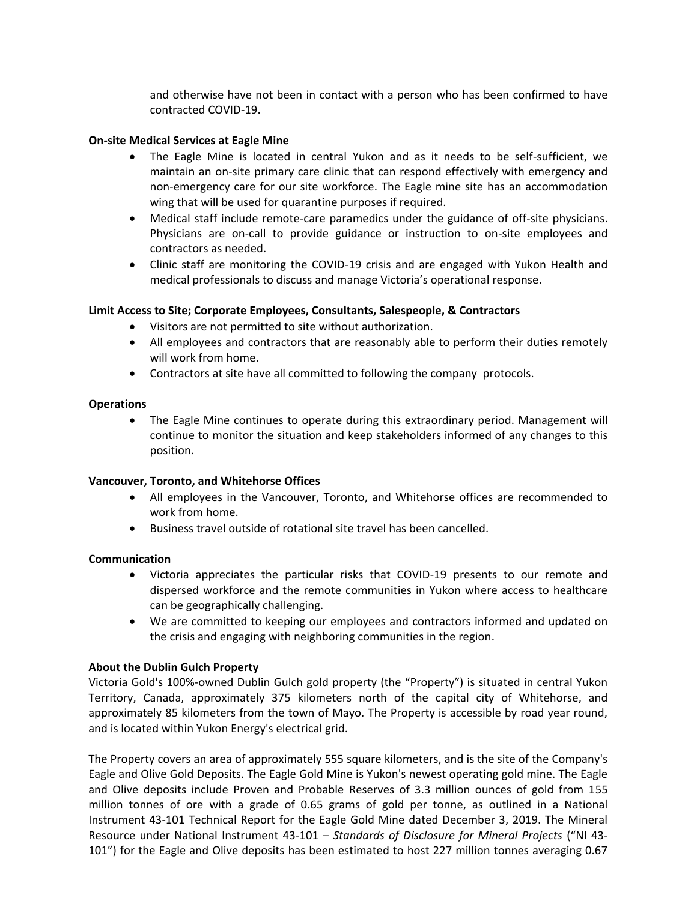and otherwise have not been in contact with a person who has been confirmed to have contracted COVID-19.

**On-site Medical Services at Eagle Mine**

- The Eagle Mine is located in central Yukon and as it needs to be self-sufficient, we maintain an on-site primary care clinic that can respond effectively with emergency and non-emergency care for our site workforce. The Eagle mine site has an accommodation wing that will be used for quarantine purposes if required.
- Medical staff include remote-care paramedics under the guidance of off-site physicians. Physicians are on-call to provide guidance or instruction to on-site employees and contractors as needed.
- Clinic staff are monitoring the COVID-19 crisis and are engaged with Yukon Health and medical professionals to discuss and manage Victoria's operational response.

**Limit Access to Site; Corporate Employees, Consultants, Salespeople, & Contractors**

- Visitors are not permitted to site without authorization.
- All employees and contractors that are reasonably able to perform their duties remotely will work from home.
- Contractors at site have all committed to following the company protocols.

**Operations**

- The Eagle Mine continues to operate during this extraordinary period. Management will continue to monitor the situation and keep stakeholders informed of any changes to this position.

**Vancouver, Toronto, and Whitehorse Offices**

- All employees in the Vancouver, Toronto, and Whitehorse offices are recommended to work from home.
- Business travel outside of rotational site travel has been cancelled.

**Communication**

- Victoria appreciates the particular risks that COVID-19 presents to our remote and dispersed workforce and the remote communities in Yukon where access to healthcare can be geographically challenging.
- We are committed to keeping our employees and contractors informed and updated on the crisis and engaging with neighboring communities in the region.

**About the Dublin Gulch Property**

Victoria Gold's 100%-owned Dublin Gulch gold property (the "Property") is situated in central Yukon Territory, Canada, approximately 375 kilometers north of the capital city of Whitehorse, and approximately 85 kilometers from the town of Mayo. The Property is accessible by road year round, and is located within Yukon Energy's electrical grid.

The Property covers an area of approximately 555 square kilometers, and is the site of the Company's Eagle and Olive Gold Deposits. The Eagle Gold Mine is Yukon's newest operating gold mine. The Eagle and Olive deposits include Proven and Probable Reserves of 3.3 million ounces of gold from 155 million tonnes of ore with a grade of 0.65 grams of gold per tonne, as outlined in a National Instrument 43-101 Technical Report for the Eagle Gold Mine dated December 3, 2019. The Mineral Resource under National Instrument 43-101 – *Standards of Disclosure for Mineral Projects* ("NI 43-101") for the Eagle and Olive deposits has been estimated to host 227 million tonnes averaging 0.67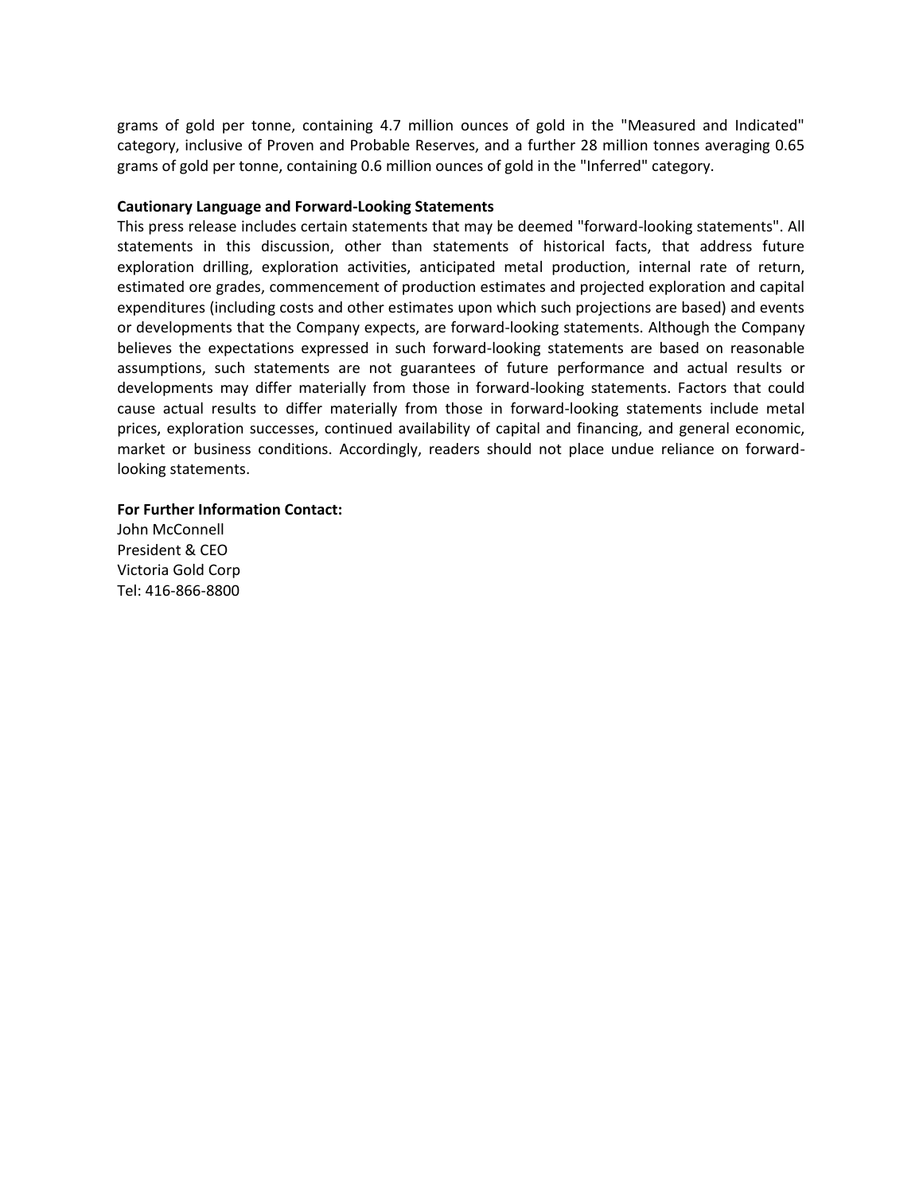grams of gold per tonne, containing 4.7 million ounces of gold in the "Measured and Indicated" category, inclusive of Proven and Probable Reserves, and a further 28 million tonnes averaging 0.65 grams of gold per tonne, containing 0.6 million ounces of gold in the "Inferred" category.

**Cautionary Language and Forward-Looking Statements**

This press release includes certain statements that may be deemed "forward-looking statements". All statements in this discussion, other than statements of historical facts, that address future exploration drilling, exploration activities, anticipated metal production, internal rate of return, estimated ore grades, commencement of production estimates and projected exploration and capital expenditures (including costs and other estimates upon which such projections are based) and events or developments that the Company expects, are forward-looking statements. Although the Company believes the expectations expressed in such forward-looking statements are based on reasonable assumptions, such statements are not guarantees of future performance and actual results or developments may differ materially from those in forward-looking statements. Factors that could cause actual results to differ materially from those in forward-looking statements include metal prices, exploration successes, continued availability of capital and financing, and general economic, market or business conditions. Accordingly, readers should not place undue reliance on forward-looking statements.

**For Further Information Contact:**

John McConnell
President & CEO
Victoria Gold Corp
Tel: 416-866-8800